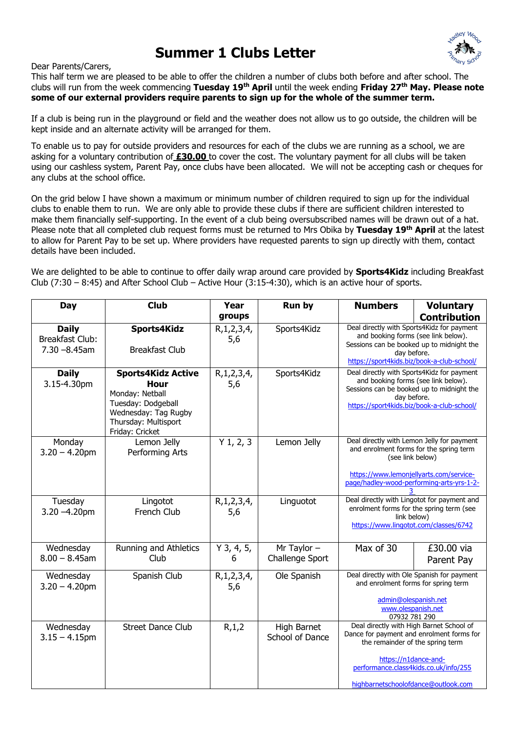# Summer 1 Clubs Letter

Dear Parents/Carers,

This half term we are pleased to be able to offer the children a number of clubs both before and after school. The clubs will run from the week commencing **Tuesday 19th April** until the week ending **Friday 27th May. Please note some of our external providers require parents to sign up for the whole of the summer term.**

If a club is being run in the playground or field and the weather does not allow us to go outside, the children will be kept inside and an alternate activity will be arranged for them.

To enable us to pay for outside providers and resources for each of the clubs we are running as a school, we are asking for a voluntary contribution of **£30.00** to cover the cost. The voluntary payment for all clubs will be taken using our cashless system, Parent Pay, once clubs have been allocated. We will not be accepting cash or cheques for any clubs at the school office.

On the grid below I have shown a maximum or minimum number of children required to sign up for the individual clubs to enable them to run. We are only able to provide these clubs if there are sufficient children interested to make them financially self-supporting. In the event of a club being oversubscribed names will be drawn out of a hat. Please note that all completed club request forms must be returned to Mrs Obika by **Tuesday 19th April** at the latest to allow for Parent Pay to be set up. Where providers have requested parents to sign up directly with them, contact details have been included.

We are delighted to be able to continue to offer daily wrap around care provided by **Sports4Kidz** including Breakfast Club (7:30 – 8:45) and After School Club – Active Hour (3:15-4:30), which is an active hour of sports.

| Day | Club | Year groups | Run by | Numbers | Voluntary Contribution |
|---|---|---|---|---|---|
| **Daily** Breakfast Club: 7.30 –8.45am | **Sports4Kidz** Breakfast Club | R,1,2,3,4,5,6 | Sports4Kidz | Deal directly with Sports4Kidz for payment and booking forms (see link below). Sessions can be booked up to midnight the day before. https://sport4kids.biz/book-a-club-school/ | |
| **Daily** 3.15-4.30pm | **Sports4Kidz Active Hour** Monday: Netball Tuesday: Dodgeball Wednesday: Tag Rugby Thursday: Multisport Friday: Cricket | R,1,2,3,4,5,6 | Sports4Kidz | Deal directly with Sports4Kidz for payment and booking forms (see link below). Sessions can be booked up to midnight the day before. https://sport4kids.biz/book-a-club-school/ | |
| Monday 3.20 – 4.20pm | Lemon Jelly Performing Arts | Y 1, 2, 3 | Lemon Jelly | Deal directly with Lemon Jelly for payment and enrolment forms for the spring term (see link below) https://www.lemonjellyarts.com/service-page/hadley-wood-performing-arts-yrs-1-2-3 | |
| Tuesday 3.20 –4.20pm | Lingotot French Club | R,1,2,3,4,5,6 | Linguotot | Deal directly with Lingotot for payment and enrolment forms for the spring term (see link below) https://www.lingotot.com/classes/6742 | |
| Wednesday 8.00 – 8.45am | Running and Athletics Club | Y 3, 4, 5, 6 | Mr Taylor – Challenge Sport | Max of 30 | £30.00 via Parent Pay |
| Wednesday 3.20 – 4.20pm | Spanish Club | R,1,2,3,4,5,6 | Ole Spanish | Deal directly with Ole Spanish for payment and enrolment forms for spring term admin@olespanish.net www.olespanish.net 07932 781 290 | |
| Wednesday 3.15 – 4.15pm | Street Dance Club | R,1,2 | High Barnet School of Dance | Deal directly with High Barnet School of Dance for payment and enrolment forms for the remainder of the spring term https://n1dance-and-performance.class4kids.co.uk/info/255 highbarnetschoolofdance@outlook.com | |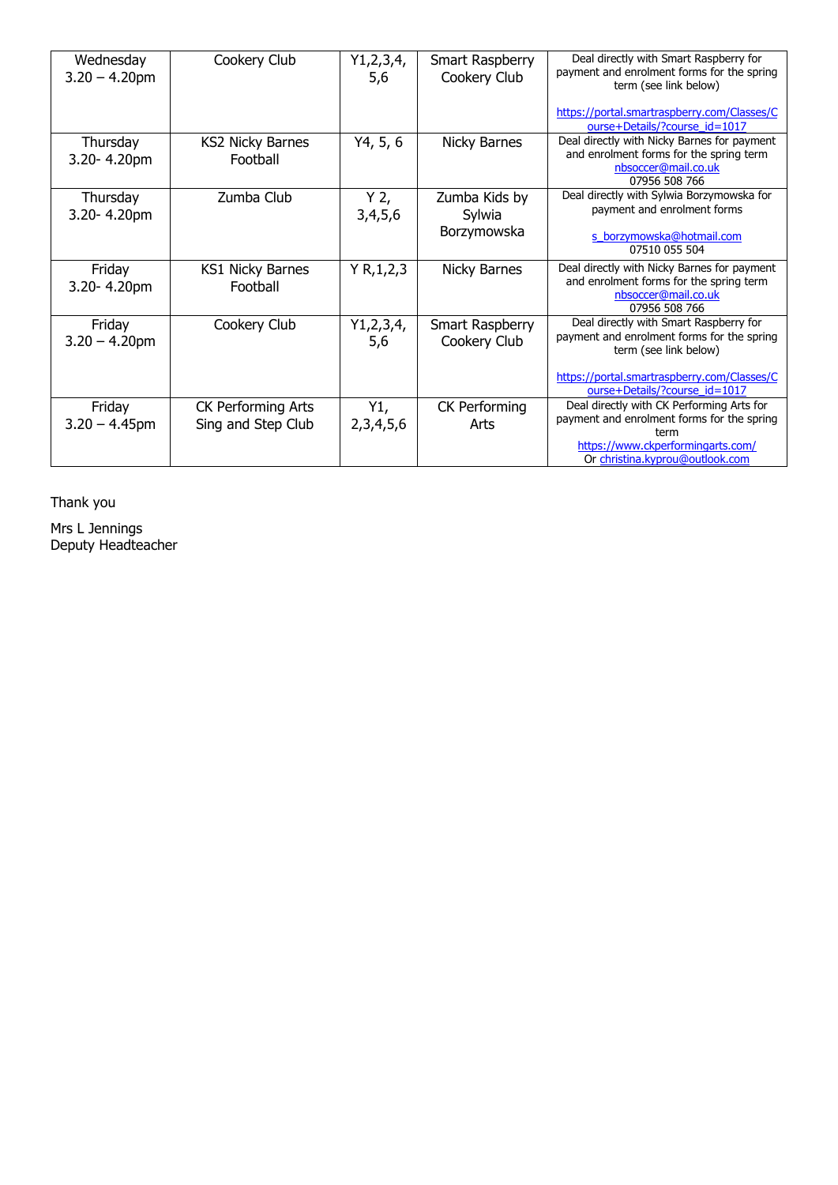| | | | | |
|---|---|---|---|---|
| Wednesday 3.20 – 4.20pm | Cookery Club | Y1,2,3,4, 5,6 | Smart Raspberry Cookery Club | Deal directly with Smart Raspberry for payment and enrolment forms for the spring term (see link below) https://portal.smartraspberry.com/Classes/Course+Details/?course_id=1017 |
| Thursday 3.20- 4.20pm | KS2 Nicky Barnes Football | Y4, 5, 6 | Nicky Barnes | Deal directly with Nicky Barnes for payment and enrolment forms for the spring term nbsoccer@mail.co.uk 07956 508 766 |
| Thursday 3.20- 4.20pm | Zumba Club | Y 2, 3,4,5,6 | Zumba Kids by Sylwia Borzymowska | Deal directly with Sylwia Borzymowska for payment and enrolment forms s_borzymowska@hotmail.com 07510 055 504 |
| Friday 3.20- 4.20pm | KS1 Nicky Barnes Football | Y R,1,2,3 | Nicky Barnes | Deal directly with Nicky Barnes for payment and enrolment forms for the spring term nbsoccer@mail.co.uk 07956 508 766 |
| Friday 3.20 – 4.20pm | Cookery Club | Y1,2,3,4, 5,6 | Smart Raspberry Cookery Club | Deal directly with Smart Raspberry for payment and enrolment forms for the spring term (see link below) https://portal.smartraspberry.com/Classes/Course+Details/?course_id=1017 |
| Friday 3.20 – 4.45pm | CK Performing Arts Sing and Step Club | Y1, 2,3,4,5,6 | CK Performing Arts | Deal directly with CK Performing Arts for payment and enrolment forms for the spring term https://www.ckperformingarts.com/ Or christina.kyprou@outlook.com |

Thank you

Mrs L Jennings
Deputy Headteacher